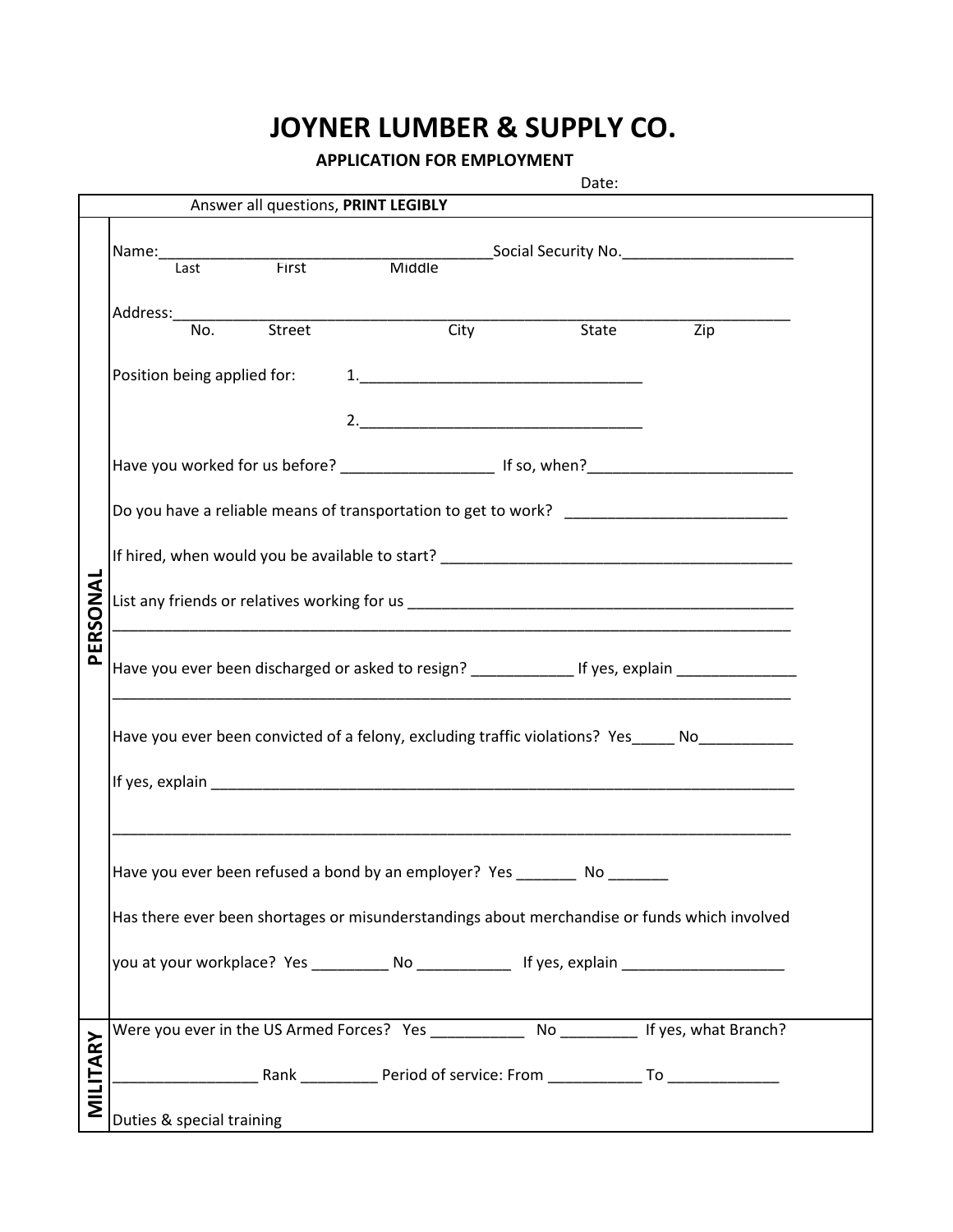# JOYNER LUMBER & SUPPLY CO.

### APPLICATION FOR EMPLOYMENT

Date:

Answer all questions, **PRINT LEGIBLY**

## PERSONAL

Name:_______________________________________Social Security No.____________________
Last First Middle

Address:___________________________________________________________________________
No. Street City State Zip

Position being applied for: 1._________________________________

2._________________________________

Have you worked for us before? __________________ If so, when?________________________

Do you have a reliable means of transportation to get to work? __________________________

If hired, when would you be available to start? __________________________________________

List any friends or relatives working for us _______________________________________________
_________________________________________________________________________________

Have you ever been discharged or asked to resign? ____________ If yes, explain ______________
_________________________________________________________________________________

Have you ever been convicted of a felony, excluding traffic violations? Yes_____ No___________

If yes, explain _____________________________________________________________________

_________________________________________________________________________________

Have you ever been refused a bond by an employer? Yes _______ No _______

Has there ever been shortages or misunderstandings about merchandise or funds which involved

you at your workplace? Yes _________ No ___________ If yes, explain ___________________

## MILITARY

Were you ever in the US Armed Forces? Yes ___________ No _________ If yes, what Branch?

_________________ Rank _________ Period of service: From ___________ To _____________

Duties & special training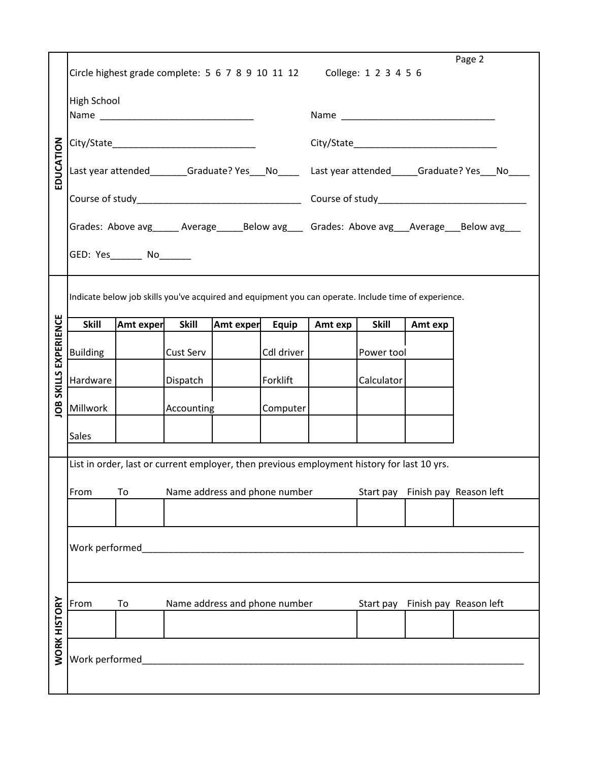## EDUCATION

Circle highest grade complete: 5 6 7 8 9 10 11 12 College: 1 2 3 4 5 6

High School
Name ______________________________

City/State____________________________

Last year attended_______Graduate? Yes___No____

Course of study________________________________

Grades: Above avg_____ Average_____Below avg___

GED: Yes______ No______

Name ______________________________

City/State____________________________

Last year attended_____Graduate? Yes___No____

Course of study_____________________________

Grades: Above avg___Average___Below avg___

## JOB SKILLS EXPERIENCE

Indicate below job skills you've acquired and equipment you can operate. Include time of experience.

| Skill | Amt exper | Skill | Amt exper | Equip | Amt exp | Skill | Amt exp |
|---|---|---|---|---|---|---|---|
| Building | | Cust Serv | | Cdl driver | | Power tool | |
| Hardware | | Dispatch | | Forklift | | Calculator | |
| Millwork | | Accounting | | Computer | | | |
| Sales | | | | | | | |

## WORK HISTORY

List in order, last or current employer, then previous employment history for last 10 yrs.

| From | To | Name address and phone number | Start pay | Finish pay | Reason left |
|---|---|---|---|---|---|
| | | | | | |

Work performed_____________________________________________________________________________

| From | To | Name address and phone number | Start pay | Finish pay | Reason left |
|---|---|---|---|---|---|
| | | | | | |

Work performed_____________________________________________________________________________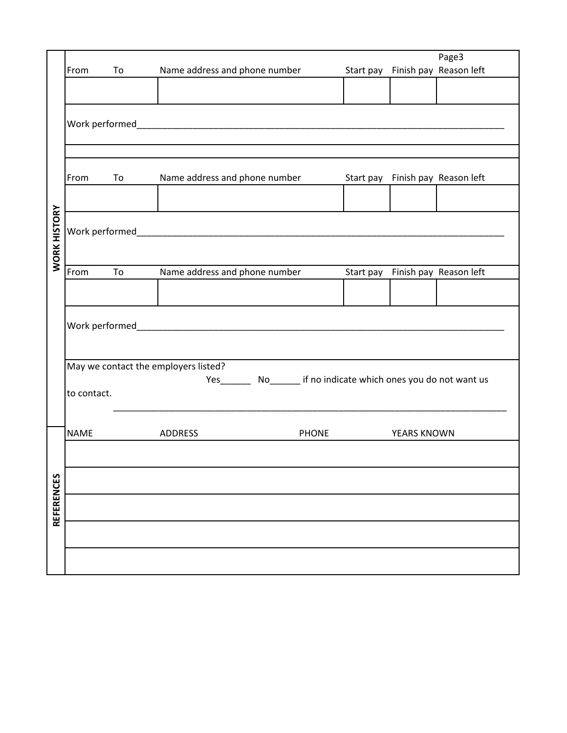## WORK HISTORY

| From | To | Name address and phone number | Start pay | Finish pay | Reason left |
| --- | --- | --- | --- | --- | --- |
| | | | | | |

Work performed______________________________________________________________________________

| From | To | Name address and phone number | Start pay | Finish pay | Reason left |
| --- | --- | --- | --- | --- | --- |
| | | | | | |

Work performed______________________________________________________________________________

| From | To | Name address and phone number | Start pay | Finish pay | Reason left |
| --- | --- | --- | --- | --- | --- |
| | | | | | |

Work performed______________________________________________________________________________

May we contact the employers listed?

Yes______ No______ if no indicate which ones you do not want us to contact.

______________________________________________________________________________

## REFERENCES

| NAME | ADDRESS | PHONE | YEARS KNOWN |
| --- | --- | --- | --- |
| | | | |
| | | | |
| | | | |
| | | | |
| | | | |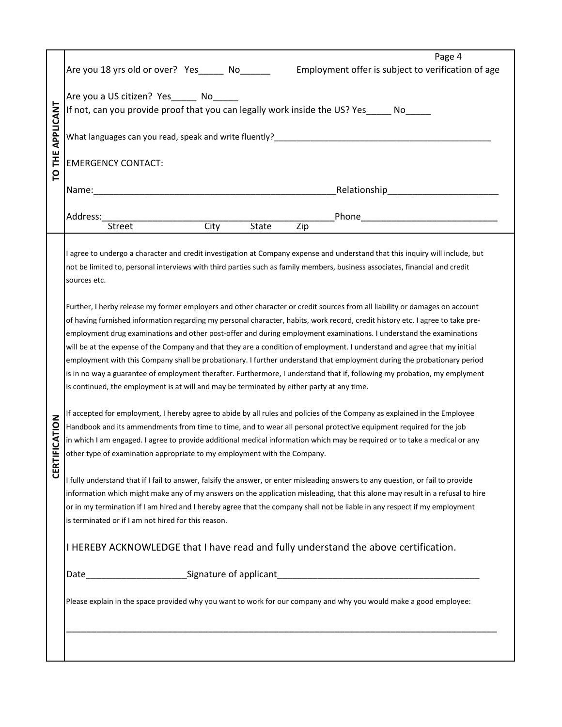## TO THE APPLICANT

Are you 18 yrs old or over? Yes_____ No______ Employment offer is subject to verification of age

Are you a US citizen? Yes_____ No_____

If not, can you provide proof that you can legally work inside the US? Yes_____ No_____

What languages can you read, speak and write fluently?_______________________________________________

EMERGENCY CONTACT:

Name:__________________________________________________Relationship______________________

Address:______________________________________________Phone___________________________

Street City State Zip

## CERTIFICATION

I agree to undergo a character and credit investigation at Company expense and understand that this inquiry will include, but not be limited to, personal interviews with third parties such as family members, business associates, financial and credit sources etc.

Further, I herby release my former employers and other character or credit sources from all liability or damages on account of having furnished information regarding my personal character, habits, work record, credit history etc. I agree to take pre-employment drug examinations and other post-offer and during employment examinations. I understand the examinations will be at the expense of the Company and that they are a condition of employment. I understand and agree that my initial employment with this Company shall be probationary. I further understand that employment during the probationary period is in no way a guarantee of employment therafter. Furthermore, I understand that if, following my probation, my emplyment is continued, the employment is at will and may be terminated by either party at any time.

If accepted for employment, I hereby agree to abide by all rules and policies of the Company as explained in the Employee Handbook and its ammendments from time to time, and to wear all personal protective equipment required for the job in which I am engaged. I agree to provide additional medical information which may be required or to take a medical or any other type of examination appropriate to my employment with the Company.

I fully understand that if I fail to answer, falsify the answer, or enter misleading answers to any question, or fail to provide information which might make any of my answers on the application misleading, that this alone may result in a refusal to hire or in my termination if I am hired and I hereby agree that the company shall not be liable in any respect if my employment is terminated or if I am not hired for this reason.

I HEREBY ACKNOWLEDGE that I have read and fully understand the above certification.

Date____________________Signature of applicant_________________________________________

Please explain in the space provided why you want to work for our company and why you would make a good employee:

_____________________________________________________________________________________________